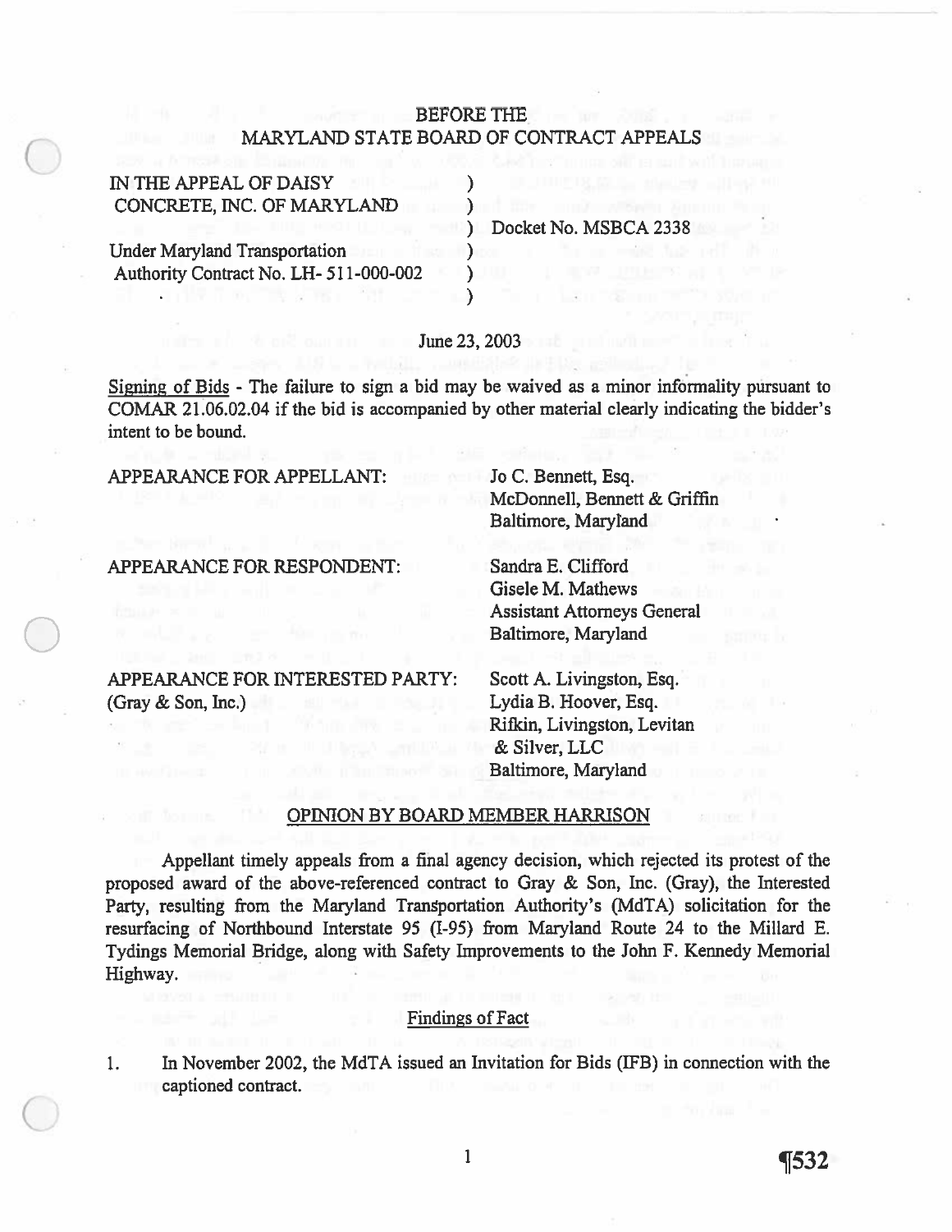BEFORE THE
MARYLAND STATE BOARD OF CONTRACT APPEALS

IN THE APPEAL OF DAISY )
CONCRETE, INC. OF MARYLAND )
) Docket No. MSBCA 2338
Under Maryland Transportation )
Authority Contract No. LH- 511-000-002 )
)

June 23, 2003

Signing of Bids - The failure to sign a bid may be waived as a minor informality pursuant to COMAR 21.06.02.04 if the bid is accompanied by other material clearly indicating the bidder's intent to be bound.

APPEARANCE FOR APPELLANT: Jo C. Bennett, Esq.
McDonnell, Bennett & Griffin
Baltimore, Maryland

APPEARANCE FOR RESPONDENT: Sandra E. Clifford
Gisele M. Mathews
Assistant Attorneys General
Baltimore, Maryland

APPEARANCE FOR INTERESTED PARTY: Scott A. Livingston, Esq.
(Gray & Son, Inc.) Lydia B. Hoover, Esq.
Rifkin, Livingston, Levitan
& Silver, LLC
Baltimore, Maryland

OPINION BY BOARD MEMBER HARRISON

Appellant timely appeals from a final agency decision, which rejected its protest of the proposed award of the above-referenced contract to Gray & Son, Inc. (Gray), the Interested Party, resulting from the Maryland Transportation Authority's (MdTA) solicitation for the resurfacing of Northbound Interstate 95 (I-95) from Maryland Route 24 to the Millard E. Tydings Memorial Bridge, along with Safety Improvements to the John F. Kennedy Memorial Highway.

Findings of Fact

1. In November 2002, the MdTA issued an Invitation for Bids (IFB) in connection with the captioned contract.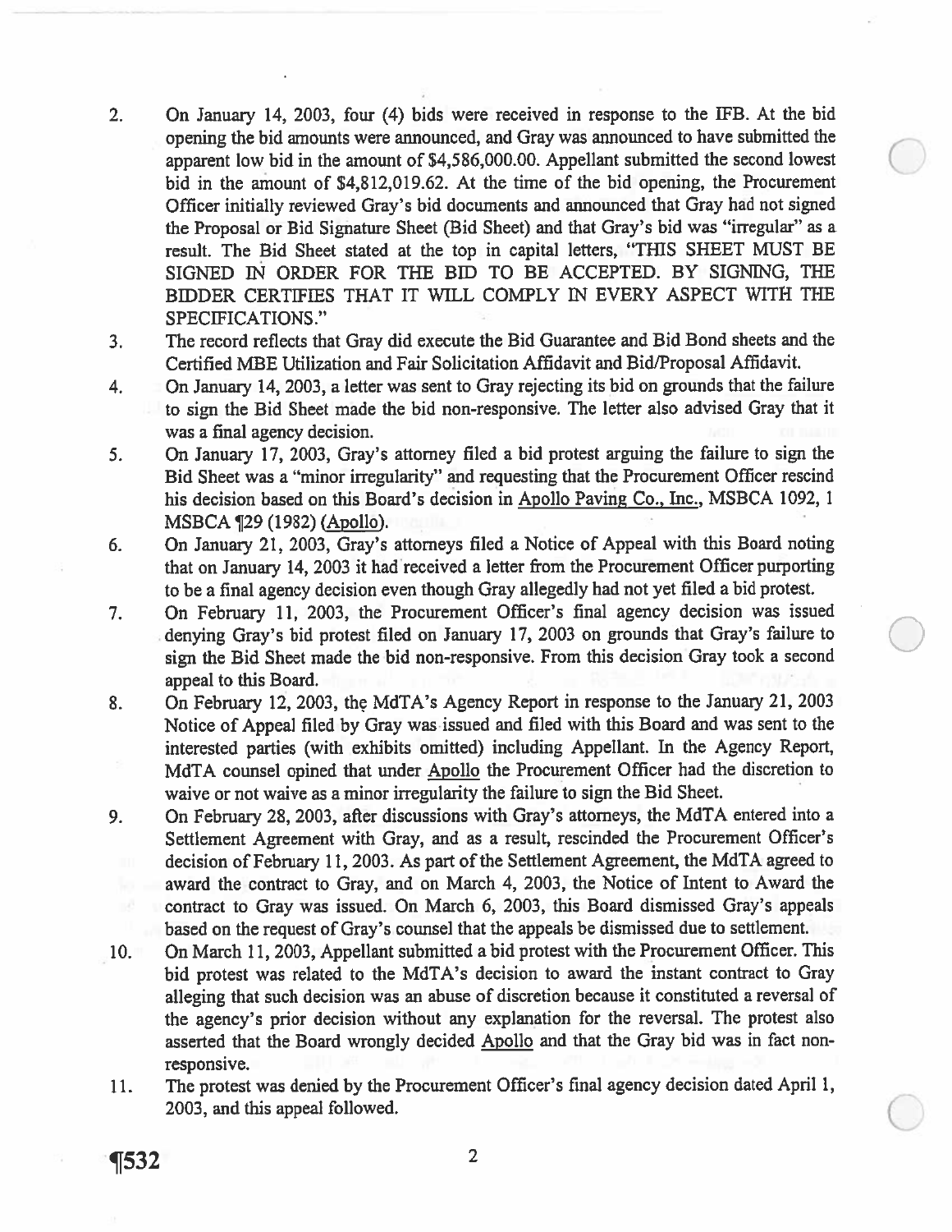2. On January 14, 2003, four (4) bids were received in response to the IFB. At the bid opening the bid amounts were announced, and Gray was announced to have submitted the apparent low bid in the amount of $4,586,000.00. Appellant submitted the second lowest bid in the amount of $4,812,019.62. At the time of the bid opening, the Procurement Officer initially reviewed Gray's bid documents and announced that Gray had not signed the Proposal or Bid Signature Sheet (Bid Sheet) and that Gray's bid was "irregular" as a result. The Bid Sheet stated at the top in capital letters, "THIS SHEET MUST BE SIGNED IN ORDER FOR THE BID TO BE ACCEPTED. BY SIGNING, THE BIDDER CERTIFIES THAT IT WILL COMPLY IN EVERY ASPECT WITH THE SPECIFICATIONS."

3. The record reflects that Gray did execute the Bid Guarantee and Bid Bond sheets and the Certified MBE Utilization and Fair Solicitation Affidavit and Bid/Proposal Affidavit.

4. On January 14, 2003, a letter was sent to Gray rejecting its bid on grounds that the failure to sign the Bid Sheet made the bid non-responsive. The letter also advised Gray that it was a final agency decision.

5. On January 17, 2003, Gray's attorney filed a bid protest arguing the failure to sign the Bid Sheet was a "minor irregularity" and requesting that the Procurement Officer rescind his decision based on this Board's decision in Apollo Paving Co., Inc., MSBCA 1092, 1 MSBCA ¶29 (1982) (Apollo).

6. On January 21, 2003, Gray's attorneys filed a Notice of Appeal with this Board noting that on January 14, 2003 it had received a letter from the Procurement Officer purporting to be a final agency decision even though Gray allegedly had not yet filed a bid protest.

7. On February 11, 2003, the Procurement Officer's final agency decision was issued denying Gray's bid protest filed on January 17, 2003 on grounds that Gray's failure to sign the Bid Sheet made the bid non-responsive. From this decision Gray took a second appeal to this Board.

8. On February 12, 2003, the MdTA's Agency Report in response to the January 21, 2003 Notice of Appeal filed by Gray was issued and filed with this Board and was sent to the interested parties (with exhibits omitted) including Appellant. In the Agency Report, MdTA counsel opined that under Apollo the Procurement Officer had the discretion to waive or not waive as a minor irregularity the failure to sign the Bid Sheet.

9. On February 28, 2003, after discussions with Gray's attorneys, the MdTA entered into a Settlement Agreement with Gray, and as a result, rescinded the Procurement Officer's decision of February 11, 2003. As part of the Settlement Agreement, the MdTA agreed to award the contract to Gray, and on March 4, 2003, the Notice of Intent to Award the contract to Gray was issued. On March 6, 2003, this Board dismissed Gray's appeals based on the request of Gray's counsel that the appeals be dismissed due to settlement.

10. On March 11, 2003, Appellant submitted a bid protest with the Procurement Officer. This bid protest was related to the MdTA's decision to award the instant contract to Gray alleging that such decision was an abuse of discretion because it constituted a reversal of the agency's prior decision without any explanation for the reversal. The protest also asserted that the Board wrongly decided Apollo and that the Gray bid was in fact non-responsive.

11. The protest was denied by the Procurement Officer's final agency decision dated April 1, 2003, and this appeal followed.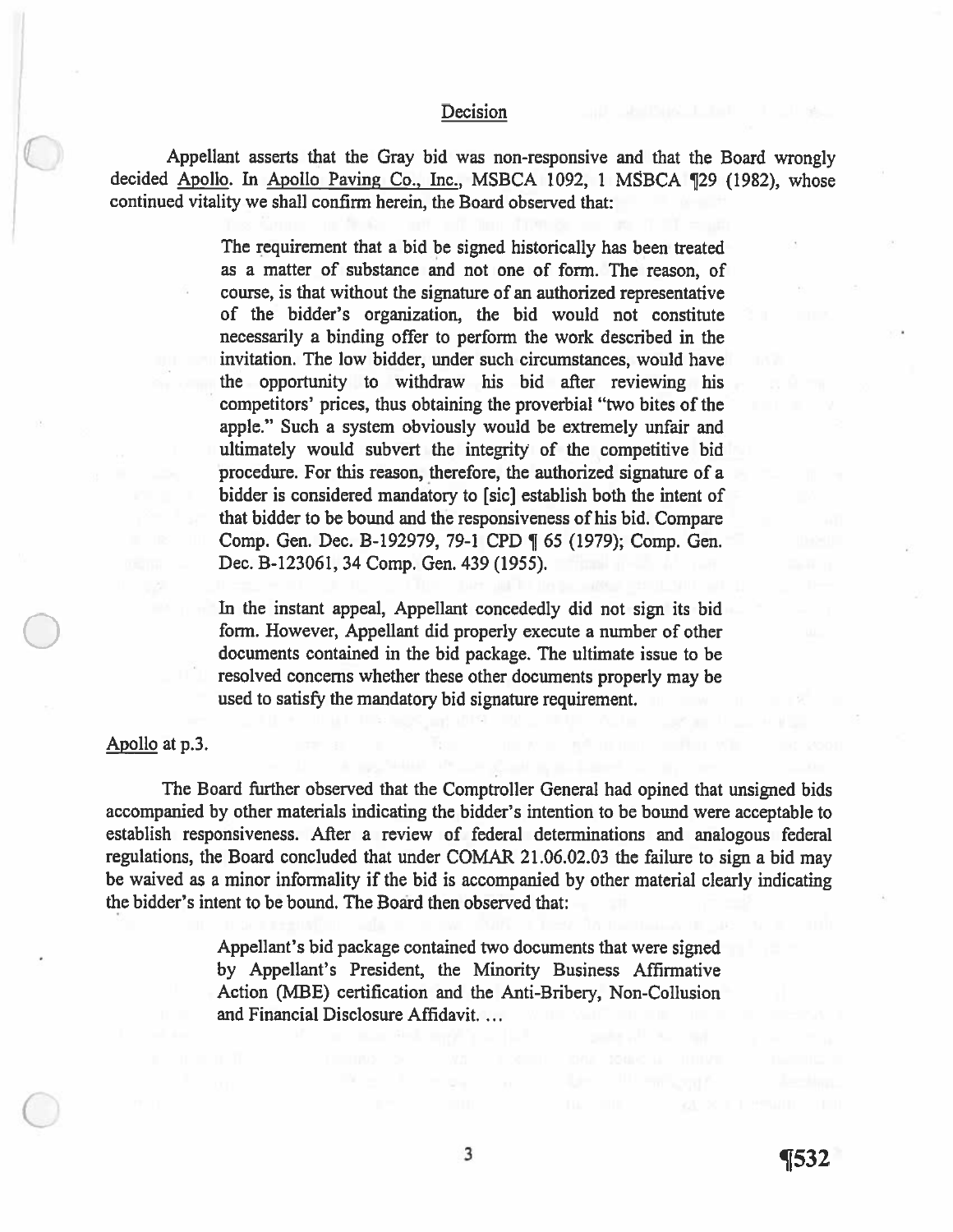## Decision

Appellant asserts that the Gray bid was non-responsive and that the Board wrongly decided Apollo. In Apollo Paving Co., Inc., MSBCA 1092, 1 MSBCA ¶29 (1982), whose continued vitality we shall confirm herein, the Board observed that:

> The requirement that a bid be signed historically has been treated as a matter of substance and not one of form. The reason, of course, is that without the signature of an authorized representative of the bidder's organization, the bid would not constitute necessarily a binding offer to perform the work described in the invitation. The low bidder, under such circumstances, would have the opportunity to withdraw his bid after reviewing his competitors' prices, thus obtaining the proverbial "two bites of the apple." Such a system obviously would be extremely unfair and ultimately would subvert the integrity of the competitive bid procedure. For this reason, therefore, the authorized signature of a bidder is considered mandatory to [sic] establish both the intent of that bidder to be bound and the responsiveness of his bid. Compare Comp. Gen. Dec. B-192979, 79-1 CPD ¶ 65 (1979); Comp. Gen. Dec. B-123061, 34 Comp. Gen. 439 (1955).
>
> In the instant appeal, Appellant concededly did not sign its bid form. However, Appellant did properly execute a number of other documents contained in the bid package. The ultimate issue to be resolved concerns whether these other documents properly may be used to satisfy the mandatory bid signature requirement.

Apollo at p.3.

The Board further observed that the Comptroller General had opined that unsigned bids accompanied by other materials indicating the bidder's intention to be bound were acceptable to establish responsiveness. After a review of federal determinations and analogous federal regulations, the Board concluded that under COMAR 21.06.02.03 the failure to sign a bid may be waived as a minor informality if the bid is accompanied by other material clearly indicating the bidder's intent to be bound. The Board then observed that:

> Appellant's bid package contained two documents that were signed by Appellant's President, the Minority Business Affirmative Action (MBE) certification and the Anti-Bribery, Non-Collusion and Financial Disclosure Affidavit. ...

¶532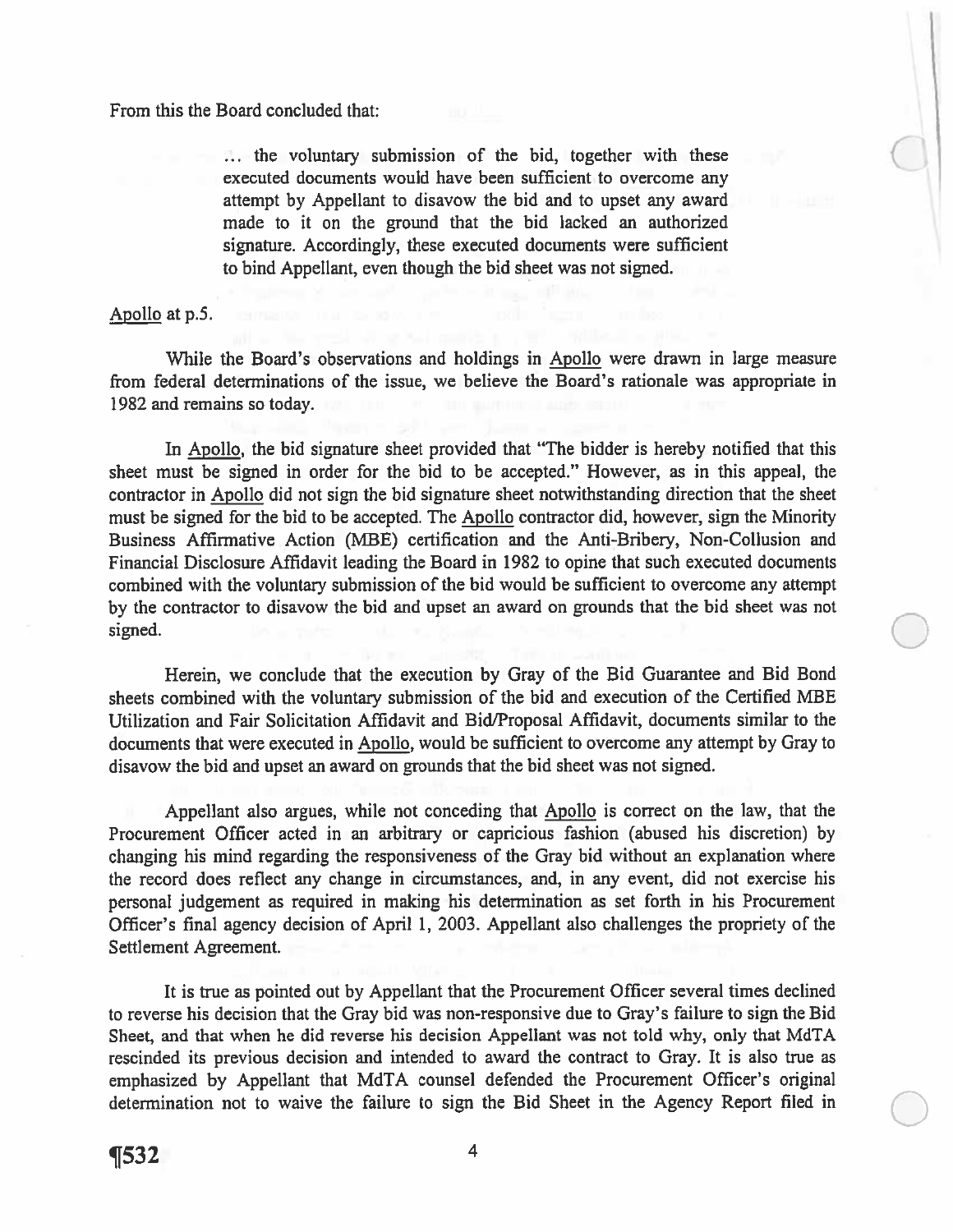From this the Board concluded that:

> ... the voluntary submission of the bid, together with these executed documents would have been sufficient to overcome any attempt by Appellant to disavow the bid and to upset any award made to it on the ground that the bid lacked an authorized signature. Accordingly, these executed documents were sufficient to bind Appellant, even though the bid sheet was not signed.

Apollo at p.5.

While the Board's observations and holdings in Apollo were drawn in large measure from federal determinations of the issue, we believe the Board's rationale was appropriate in 1982 and remains so today.

In Apollo, the bid signature sheet provided that "The bidder is hereby notified that this sheet must be signed in order for the bid to be accepted." However, as in this appeal, the contractor in Apollo did not sign the bid signature sheet notwithstanding direction that the sheet must be signed for the bid to be accepted. The Apollo contractor did, however, sign the Minority Business Affirmative Action (MBE) certification and the Anti-Bribery, Non-Collusion and Financial Disclosure Affidavit leading the Board in 1982 to opine that such executed documents combined with the voluntary submission of the bid would be sufficient to overcome any attempt by the contractor to disavow the bid and upset an award on grounds that the bid sheet was not signed.

Herein, we conclude that the execution by Gray of the Bid Guarantee and Bid Bond sheets combined with the voluntary submission of the bid and execution of the Certified MBE Utilization and Fair Solicitation Affidavit and Bid/Proposal Affidavit, documents similar to the documents that were executed in Apollo, would be sufficient to overcome any attempt by Gray to disavow the bid and upset an award on grounds that the bid sheet was not signed.

Appellant also argues, while not conceding that Apollo is correct on the law, that the Procurement Officer acted in an arbitrary or capricious fashion (abused his discretion) by changing his mind regarding the responsiveness of the Gray bid without an explanation where the record does reflect any change in circumstances, and, in any event, did not exercise his personal judgement as required in making his determination as set forth in his Procurement Officer's final agency decision of April 1, 2003. Appellant also challenges the propriety of the Settlement Agreement.

It is true as pointed out by Appellant that the Procurement Officer several times declined to reverse his decision that the Gray bid was non-responsive due to Gray's failure to sign the Bid Sheet, and that when he did reverse his decision Appellant was not told why, only that MdTA rescinded its previous decision and intended to award the contract to Gray. It is also true as emphasized by Appellant that MdTA counsel defended the Procurement Officer's original determination not to waive the failure to sign the Bid Sheet in the Agency Report filed in

¶532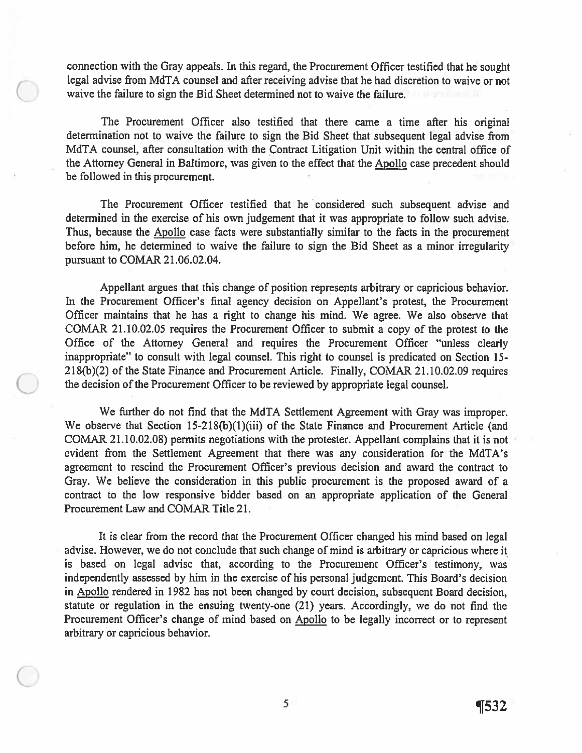connection with the Gray appeals. In this regard, the Procurement Officer testified that he sought legal advise from MdTA counsel and after receiving advise that he had discretion to waive or not waive the failure to sign the Bid Sheet determined not to waive the failure.

The Procurement Officer also testified that there came a time after his original determination not to waive the failure to sign the Bid Sheet that subsequent legal advise from MdTA counsel, after consultation with the Contract Litigation Unit within the central office of the Attorney General in Baltimore, was given to the effect that the Apollo case precedent should be followed in this procurement.

The Procurement Officer testified that he considered such subsequent advise and determined in the exercise of his own judgement that it was appropriate to follow such advise. Thus, because the Apollo case facts were substantially similar to the facts in the procurement before him, he determined to waive the failure to sign the Bid Sheet as a minor irregularity pursuant to COMAR 21.06.02.04.

Appellant argues that this change of position represents arbitrary or capricious behavior. In the Procurement Officer's final agency decision on Appellant's protest, the Procurement Officer maintains that he has a right to change his mind. We agree. We also observe that COMAR 21.10.02.05 requires the Procurement Officer to submit a copy of the protest to the Office of the Attorney General and requires the Procurement Officer "unless clearly inappropriate" to consult with legal counsel. This right to counsel is predicated on Section 15-218(b)(2) of the State Finance and Procurement Article. Finally, COMAR 21.10.02.09 requires the decision of the Procurement Officer to be reviewed by appropriate legal counsel.

We further do not find that the MdTA Settlement Agreement with Gray was improper. We observe that Section 15-218(b)(1)(iii) of the State Finance and Procurement Article (and COMAR 21.10.02.08) permits negotiations with the protester. Appellant complains that it is not evident from the Settlement Agreement that there was any consideration for the MdTA's agreement to rescind the Procurement Officer's previous decision and award the contract to Gray. We believe the consideration in this public procurement is the proposed award of a contract to the low responsive bidder based on an appropriate application of the General Procurement Law and COMAR Title 21.

It is clear from the record that the Procurement Officer changed his mind based on legal advise. However, we do not conclude that such change of mind is arbitrary or capricious where it is based on legal advise that, according to the Procurement Officer's testimony, was independently assessed by him in the exercise of his personal judgement. This Board's decision in Apollo rendered in 1982 has not been changed by court decision, subsequent Board decision, statute or regulation in the ensuing twenty-one (21) years. Accordingly, we do not find the Procurement Officer's change of mind based on Apollo to be legally incorrect or to represent arbitrary or capricious behavior.

¶532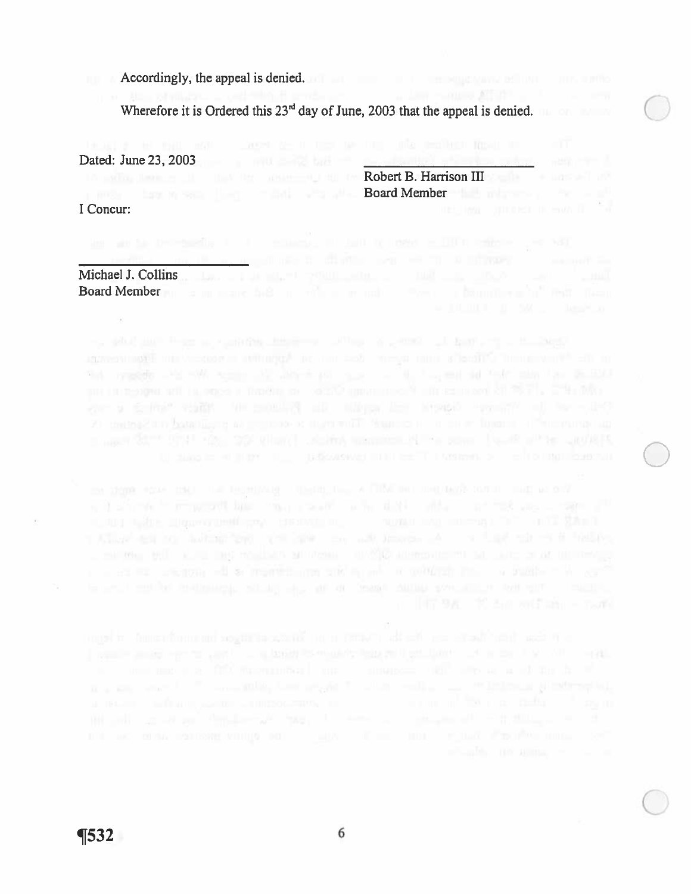Accordingly, the appeal is denied.

Wherefore it is Ordered this 23rd day of June, 2003 that the appeal is denied.

Dated: June 23, 2003

Robert B. Harrison III
Board Member

I Concur:

Michael J. Collins
Board Member

¶532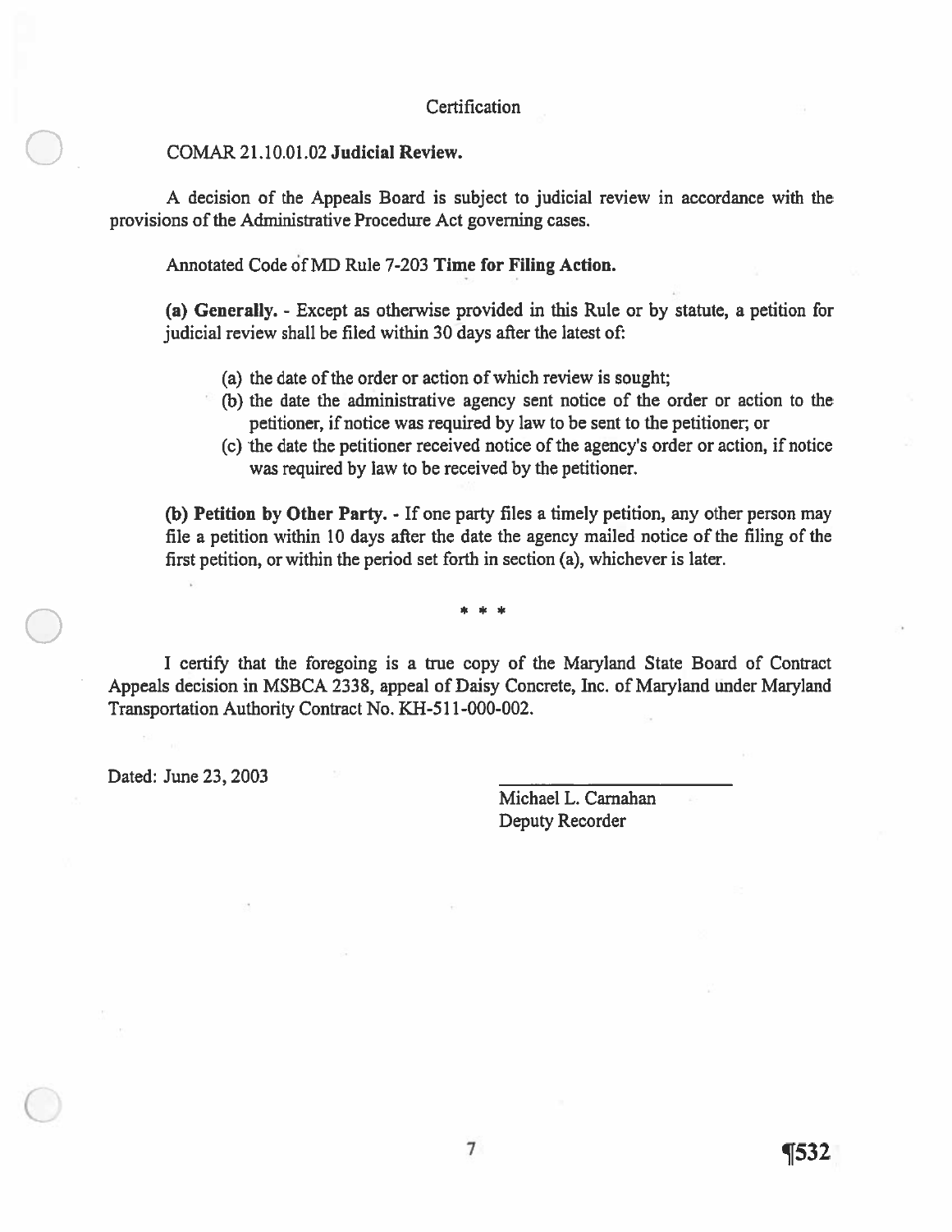Certification

COMAR 21.10.01.02 **Judicial Review.**

A decision of the Appeals Board is subject to judicial review in accordance with the provisions of the Administrative Procedure Act governing cases.

Annotated Code of MD Rule 7-203 **Time for Filing Action.**

**(a) Generally.** - Except as otherwise provided in this Rule or by statute, a petition for judicial review shall be filed within 30 days after the latest of:

(a) the date of the order or action of which review is sought;

(b) the date the administrative agency sent notice of the order or action to the petitioner, if notice was required by law to be sent to the petitioner; or

(c) the date the petitioner received notice of the agency's order or action, if notice was required by law to be received by the petitioner.

**(b) Petition by Other Party.** - If one party files a timely petition, any other person may file a petition within 10 days after the date the agency mailed notice of the filing of the first petition, or within the period set forth in section (a), whichever is later.

\* \* \*

I certify that the foregoing is a true copy of the Maryland State Board of Contract Appeals decision in MSBCA 2338, appeal of Daisy Concrete, Inc. of Maryland under Maryland Transportation Authority Contract No. KH-511-000-002.

Dated: June 23, 2003

Michael L. Carnahan
Deputy Recorder

¶532